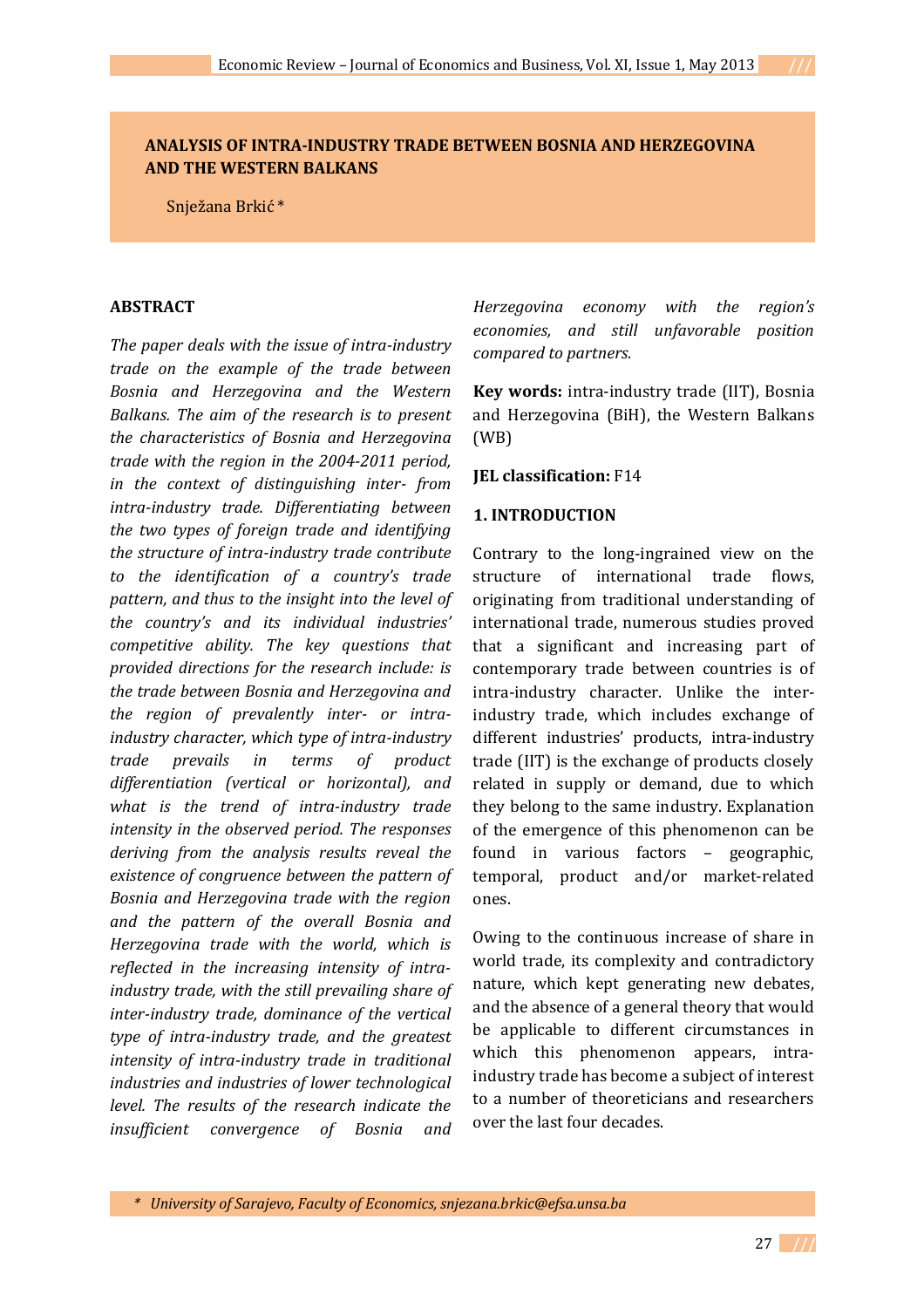# ANALYSIS OF INTRA-INDUSTRY TRADE BETWEEN BOSNIA AND HERZEGOVINA AND THE WESTERN BALKANS

Snježana Brkić *

## ABSTRACT

*The paper deals with the issue of intra-industry trade on the example of the trade between Bosnia and Herzegovina and the Western Balkans. The aim of the research is to present the characteristics of Bosnia and Herzegovina trade with the region in the 2004-2011 period, in the context of distinguishing inter- from intra-industry trade. Differentiating between the two types of foreign trade and identifying the structure of intra-industry trade contribute to the identification of a country's trade pattern, and thus to the insight into the level of the country's and its individual industries' competitive ability. The key questions that provided directions for the research include: is the trade between Bosnia and Herzegovina and the region of prevalently inter- or intra-industry character, which type of intra-industry trade prevails in terms of product differentiation (vertical or horizontal), and what is the trend of intra-industry trade intensity in the observed period. The responses deriving from the analysis results reveal the existence of congruence between the pattern of Bosnia and Herzegovina trade with the region and the pattern of the overall Bosnia and Herzegovina trade with the world, which is reflected in the increasing intensity of intra-industry trade, with the still prevailing share of inter-industry trade, dominance of the vertical type of intra-industry trade, and the greatest intensity of intra-industry trade in traditional industries and industries of lower technological level. The results of the research indicate the insufficient convergence of Bosnia and Herzegovina economy with the region's economies, and still unfavorable position compared to partners.*

**Key words:** intra-industry trade (IIT), Bosnia and Herzegovina (BiH), the Western Balkans (WB)

**JEL classification:** F14

## 1. INTRODUCTION

Contrary to the long-ingrained view on the structure of international trade flows, originating from traditional understanding of international trade, numerous studies proved that a significant and increasing part of contemporary trade between countries is of intra-industry character. Unlike the inter-industry trade, which includes exchange of different industries' products, intra-industry trade (IIT) is the exchange of products closely related in supply or demand, due to which they belong to the same industry. Explanation of the emergence of this phenomenon can be found in various factors – geographic, temporal, product and/or market-related ones.

Owing to the continuous increase of share in world trade, its complexity and contradictory nature, which kept generating new debates, and the absence of a general theory that would be applicable to different circumstances in which this phenomenon appears, intra-industry trade has become a subject of interest to a number of theoreticians and researchers over the last four decades.

\* *University of Sarajevo, Faculty of Economics, snjezana.brkic@efsa.unsa.ba*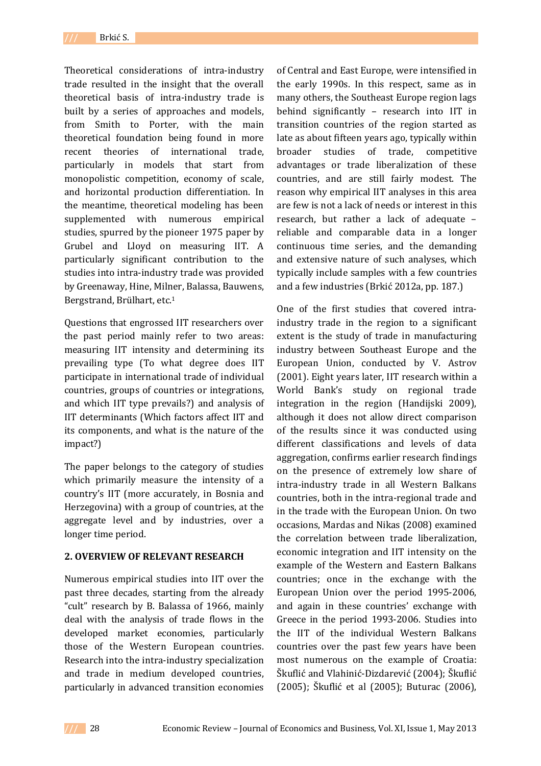Theoretical considerations of intra-industry trade resulted in the insight that the overall theoretical basis of intra-industry trade is built by a series of approaches and models, from Smith to Porter, with the main theoretical foundation being found in more recent theories of international trade, particularly in models that start from monopolistic competition, economy of scale, and horizontal production differentiation. In the meantime, theoretical modeling has been supplemented with numerous empirical studies, spurred by the pioneer 1975 paper by Grubel and Lloyd on measuring IIT. A particularly significant contribution to the studies into intra-industry trade was provided by Greenaway, Hine, Milner, Balassa, Bauwens, Bergstrand, Brülhart, etc.[1]

Questions that engrossed IIT researchers over the past period mainly refer to two areas: measuring IIT intensity and determining its prevailing type (To what degree does IIT participate in international trade of individual countries, groups of countries or integrations, and which IIT type prevails?) and analysis of IIT determinants (Which factors affect IIT and its components, and what is the nature of the impact?)

The paper belongs to the category of studies which primarily measure the intensity of a country's IIT (more accurately, in Bosnia and Herzegovina) with a group of countries, at the aggregate level and by industries, over a longer time period.

## 2. OVERVIEW OF RELEVANT RESEARCH

Numerous empirical studies into IIT over the past three decades, starting from the already "cult" research by B. Balassa of 1966, mainly deal with the analysis of trade flows in the developed market economies, particularly those of the Western European countries. Research into the intra-industry specialization and trade in medium developed countries, particularly in advanced transition economies of Central and East Europe, were intensified in the early 1990s. In this respect, same as in many others, the Southeast Europe region lags behind significantly – research into IIT in transition countries of the region started as late as about fifteen years ago, typically within broader studies of trade, competitive advantages or trade liberalization of these countries, and are still fairly modest. The reason why empirical IIT analyses in this area are few is not a lack of needs or interest in this research, but rather a lack of adequate – reliable and comparable data in a longer continuous time series, and the demanding and extensive nature of such analyses, which typically include samples with a few countries and a few industries (Brkić 2012a, pp. 187.)

One of the first studies that covered intra-industry trade in the region to a significant extent is the study of trade in manufacturing industry between Southeast Europe and the European Union, conducted by V. Astrov (2001). Eight years later, IIT research within a World Bank's study on regional trade integration in the region (Handijski 2009), although it does not allow direct comparison of the results since it was conducted using different classifications and levels of data aggregation, confirms earlier research findings on the presence of extremely low share of intra-industry trade in all Western Balkans countries, both in the intra-regional trade and in the trade with the European Union. On two occasions, Mardas and Nikas (2008) examined the correlation between trade liberalization, economic integration and IIT intensity on the example of the Western and Eastern Balkans countries; once in the exchange with the European Union over the period 1995-2006, and again in these countries' exchange with Greece in the period 1993-2006. Studies into the IIT of the individual Western Balkans countries over the past few years have been most numerous on the example of Croatia: Škuflić and Vlahinić-Dizdarević (2004); Škuflić (2005); Škuflić et al (2005); Buturac (2006),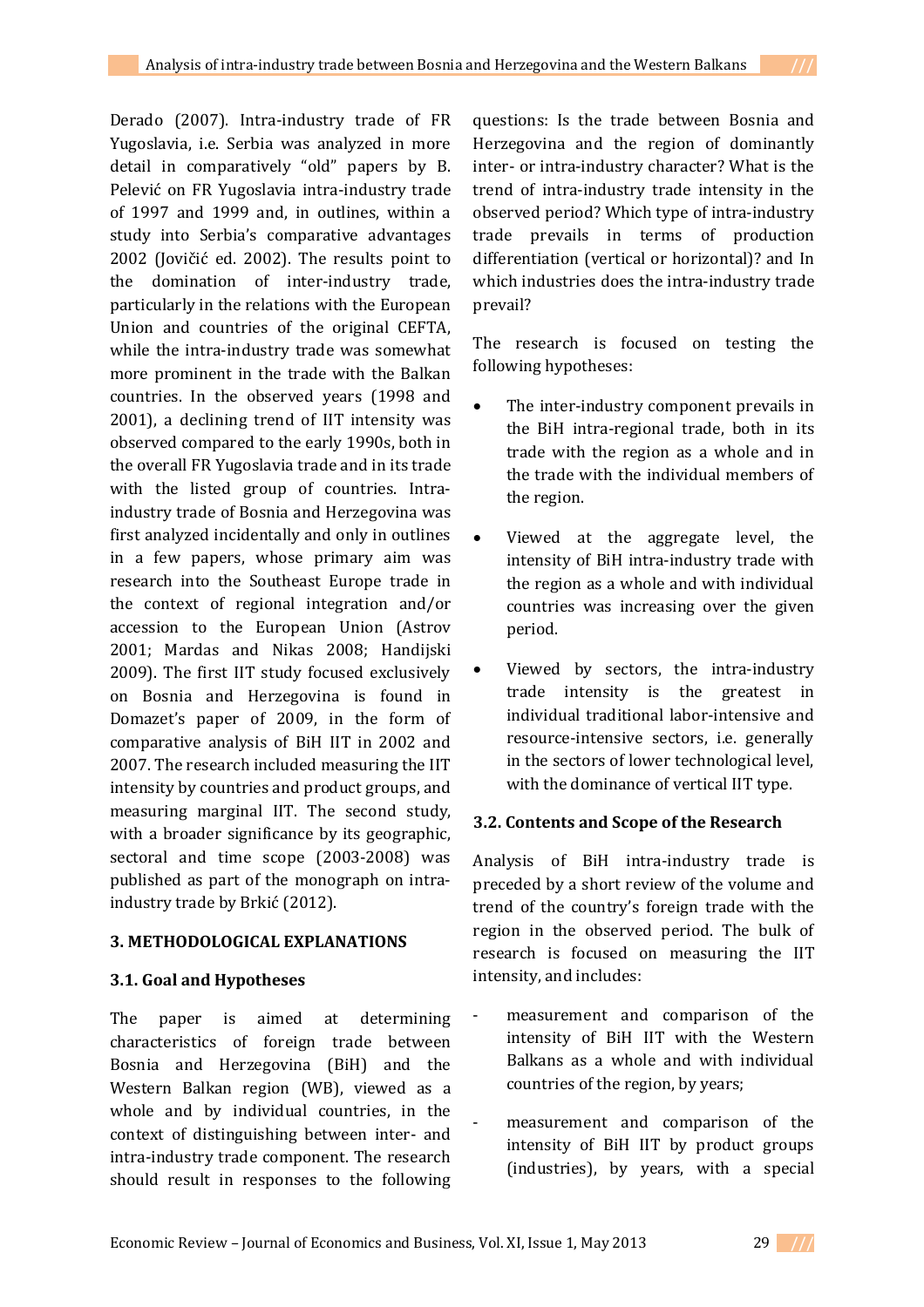Derado (2007). Intra-industry trade of FR Yugoslavia, i.e. Serbia was analyzed in more detail in comparatively "old" papers by B. Pelević on FR Yugoslavia intra-industry trade of 1997 and 1999 and, in outlines, within a study into Serbia's comparative advantages 2002 (Jovičić ed. 2002). The results point to the domination of inter-industry trade, particularly in the relations with the European Union and countries of the original CEFTA, while the intra-industry trade was somewhat more prominent in the trade with the Balkan countries. In the observed years (1998 and 2001), a declining trend of IIT intensity was observed compared to the early 1990s, both in the overall FR Yugoslavia trade and in its trade with the listed group of countries. Intra-industry trade of Bosnia and Herzegovina was first analyzed incidentally and only in outlines in a few papers, whose primary aim was research into the Southeast Europe trade in the context of regional integration and/or accession to the European Union (Astrov 2001; Mardas and Nikas 2008; Handijski 2009). The first IIT study focused exclusively on Bosnia and Herzegovina is found in Domazet's paper of 2009, in the form of comparative analysis of BiH IIT in 2002 and 2007. The research included measuring the IIT intensity by countries and product groups, and measuring marginal IIT. The second study, with a broader significance by its geographic, sectoral and time scope (2003-2008) was published as part of the monograph on intra-industry trade by Brkić (2012).

## 3. METHODOLOGICAL EXPLANATIONS

### 3.1. Goal and Hypotheses

The paper is aimed at determining characteristics of foreign trade between Bosnia and Herzegovina (BiH) and the Western Balkan region (WB), viewed as a whole and by individual countries, in the context of distinguishing between inter- and intra-industry trade component. The research should result in responses to the following questions: Is the trade between Bosnia and Herzegovina and the region of dominantly inter- or intra-industry character? What is the trend of intra-industry trade intensity in the observed period? Which type of intra-industry trade prevails in terms of production differentiation (vertical or horizontal)? and In which industries does the intra-industry trade prevail?

The research is focused on testing the following hypotheses:

- The inter-industry component prevails in the BiH intra-regional trade, both in its trade with the region as a whole and in the trade with the individual members of the region.
- Viewed at the aggregate level, the intensity of BiH intra-industry trade with the region as a whole and with individual countries was increasing over the given period.
- Viewed by sectors, the intra-industry trade intensity is the greatest in individual traditional labor-intensive and resource-intensive sectors, i.e. generally in the sectors of lower technological level, with the dominance of vertical IIT type.

### 3.2. Contents and Scope of the Research

Analysis of BiH intra-industry trade is preceded by a short review of the volume and trend of the country's foreign trade with the region in the observed period. The bulk of research is focused on measuring the IIT intensity, and includes:

- measurement and comparison of the intensity of BiH IIT with the Western Balkans as a whole and with individual countries of the region, by years;
- measurement and comparison of the intensity of BiH IIT by product groups (industries), by years, with a special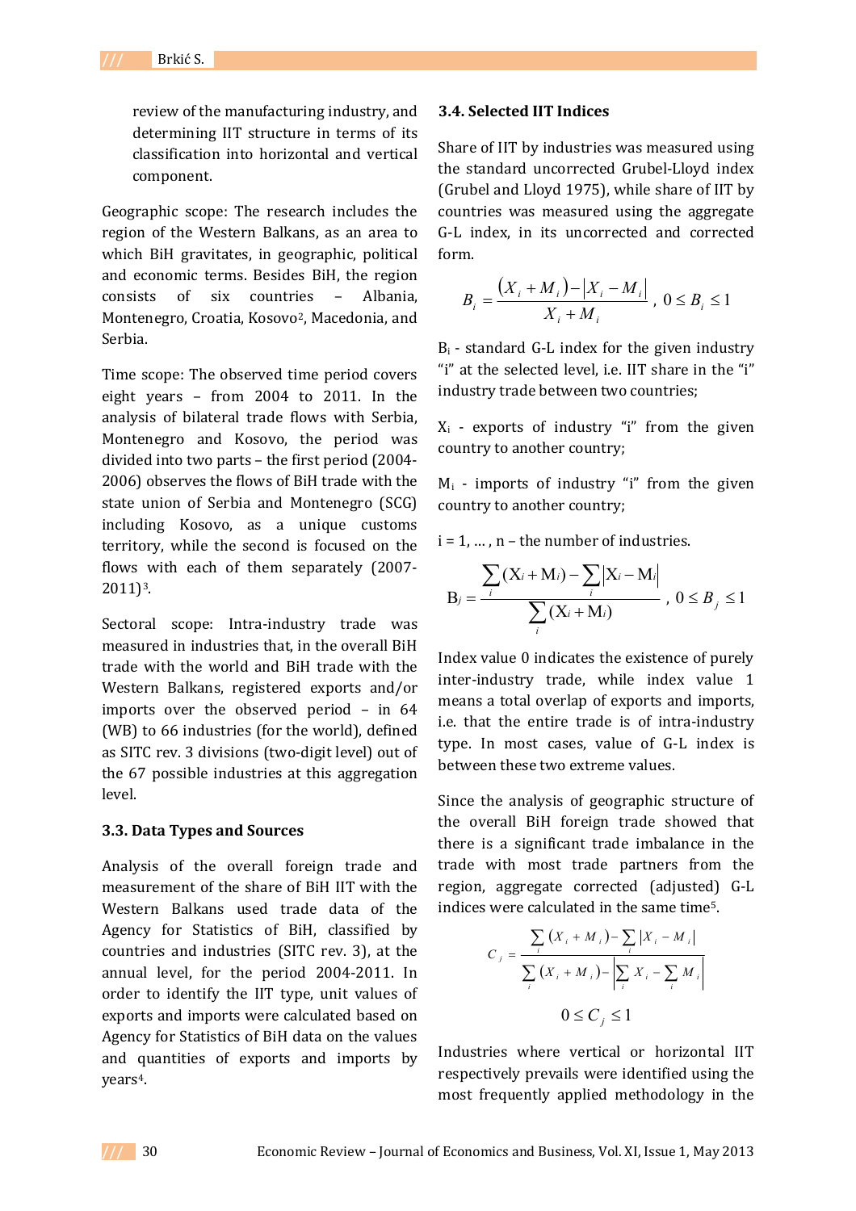review of the manufacturing industry, and determining IIT structure in terms of its classification into horizontal and vertical component.

Geographic scope: The research includes the region of the Western Balkans, as an area to which BiH gravitates, in geographic, political and economic terms. Besides BiH, the region consists of six countries – Albania, Montenegro, Croatia, Kosovo[2], Macedonia, and Serbia.

Time scope: The observed time period covers eight years – from 2004 to 2011. In the analysis of bilateral trade flows with Serbia, Montenegro and Kosovo, the period was divided into two parts – the first period (2004-2006) observes the flows of BiH trade with the state union of Serbia and Montenegro (SCG) including Kosovo, as a unique customs territory, while the second is focused on the flows with each of them separately (2007-2011)[3].

Sectoral scope: Intra-industry trade was measured in industries that, in the overall BiH trade with the world and BiH trade with the Western Balkans, registered exports and/or imports over the observed period – in 64 (WB) to 66 industries (for the world), defined as SITC rev. 3 divisions (two-digit level) out of the 67 possible industries at this aggregation level.

### 3.3. Data Types and Sources

Analysis of the overall foreign trade and measurement of the share of BiH IIT with the Western Balkans used trade data of the Agency for Statistics of BiH, classified by countries and industries (SITC rev. 3), at the annual level, for the period 2004-2011. In order to identify the IIT type, unit values of exports and imports were calculated based on Agency for Statistics of BiH data on the values and quantities of exports and imports by years[4].

### 3.4. Selected IIT Indices

Share of IIT by industries was measured using the standard uncorrected Grubel-Lloyd index (Grubel and Lloyd 1975), while share of IIT by countries was measured using the aggregate G-L index, in its uncorrected and corrected form.

$$B_i = \frac{(X_i + M_i) - |X_i - M_i|}{X_i + M_i}, \; 0 \le B_i \le 1$$

$B_i$ - standard G-L index for the given industry "i" at the selected level, i.e. IIT share in the "i" industry trade between two countries;

$X_i$ - exports of industry "i" from the given country to another country;

$M_i$ - imports of industry "i" from the given country to another country;

i = 1, … , n – the number of industries.

$$B_j = \frac{\sum_i (X_i + M_i) - \sum_i |X_i - M_i|}{\sum_i (X_i + M_i)}, \; 0 \le B_j \le 1$$

Index value 0 indicates the existence of purely inter-industry trade, while index value 1 means a total overlap of exports and imports, i.e. that the entire trade is of intra-industry type. In most cases, value of G-L index is between these two extreme values.

Since the analysis of geographic structure of the overall BiH foreign trade showed that there is a significant trade imbalance in the trade with most trade partners from the region, aggregate corrected (adjusted) G-L indices were calculated in the same time[5].

$$C_j = \frac{\sum_i (X_i + M_i) - \sum_i |X_i - M_i|}{\sum_i (X_i + M_i) - \left| \sum_i X_i - \sum_i M_i \right|}$$

$$0 \le C_j \le 1$$

Industries where vertical or horizontal IIT respectively prevails were identified using the most frequently applied methodology in the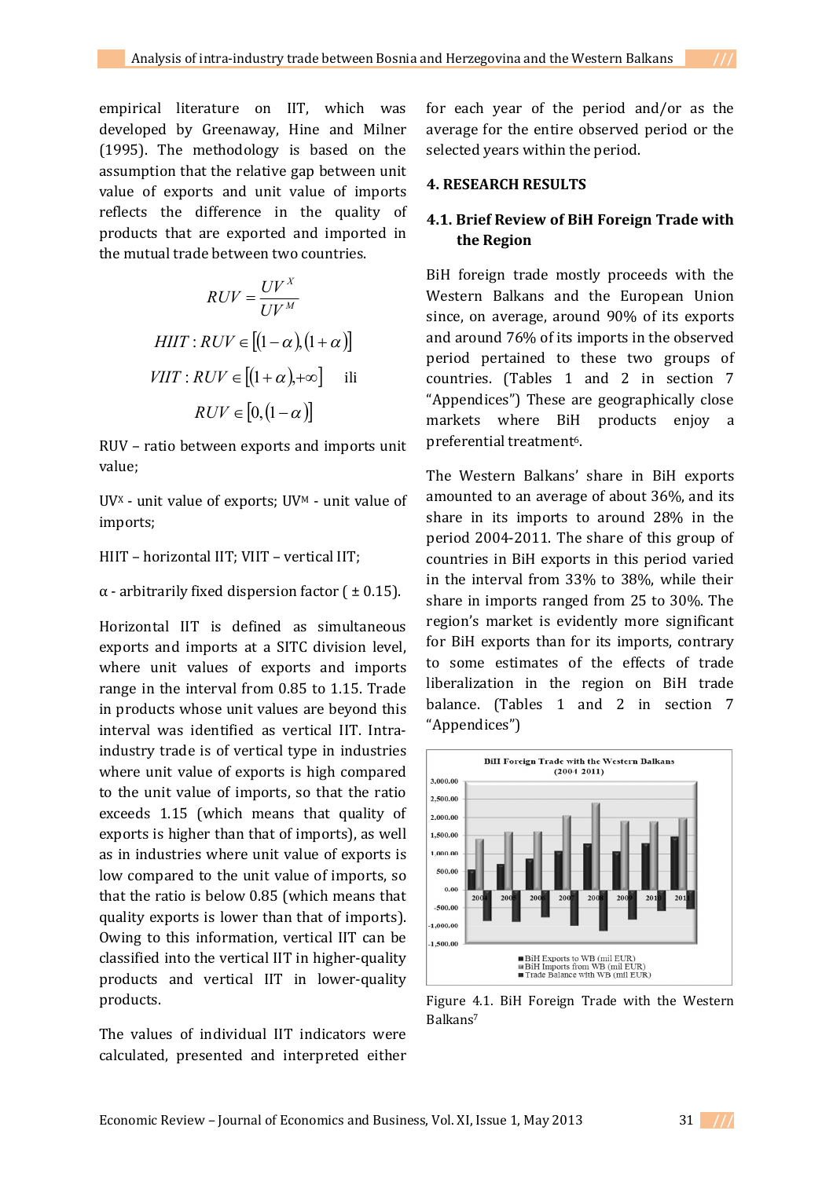empirical literature on IIT, which was developed by Greenaway, Hine and Milner (1995). The methodology is based on the assumption that the relative gap between unit value of exports and unit value of imports reflects the difference in the quality of products that are exported and imported in the mutual trade between two countries.

$$RUV = \frac{UV^X}{UV^M}$$

$$HIIT : RUV \in [(1-\alpha),(1+\alpha)]$$

$$VIIT : RUV \in [(1+\alpha),+\infty] \quad \text{ili}$$

$$RUV \in [0,(1-\alpha)]$$

RUV – ratio between exports and imports unit value;

$UV^X$ - unit value of exports; $UV^M$ - unit value of imports;

HIIT – horizontal IIT; VIIT – vertical IIT;

$\alpha$ - arbitrarily fixed dispersion factor ( ± 0.15).

Horizontal IIT is defined as simultaneous exports and imports at a SITC division level, where unit values of exports and imports range in the interval from 0.85 to 1.15. Trade in products whose unit values are beyond this interval was identified as vertical IIT. Intra-industry trade is of vertical type in industries where unit value of exports is high compared to the unit value of imports, so that the ratio exceeds 1.15 (which means that quality of exports is higher than that of imports), as well as in industries where unit value of exports is low compared to the unit value of imports, so that the ratio is below 0.85 (which means that quality exports is lower than that of imports). Owing to this information, vertical IIT can be classified into the vertical IIT in higher-quality products and vertical IIT in lower-quality products.

The values of individual IIT indicators were calculated, presented and interpreted either for each year of the period and/or as the average for the entire observed period or the selected years within the period.

## 4. RESEARCH RESULTS

### 4.1. Brief Review of BiH Foreign Trade with the Region

BiH foreign trade mostly proceeds with the Western Balkans and the European Union since, on average, around 90% of its exports and around 76% of its imports in the observed period pertained to these two groups of countries. (Tables 1 and 2 in section 7 "Appendices") These are geographically close markets where BiH products enjoy a preferential treatment[6].

The Western Balkans' share in BiH exports amounted to an average of about 36%, and its share in its imports to around 28% in the period 2004-2011. The share of this group of countries in BiH exports in this period varied in the interval from 33% to 38%, while their share in imports ranged from 25 to 30%. The region's market is evidently more significant for BiH exports than for its imports, contrary to some estimates of the effects of trade liberalization in the region on BiH trade balance. (Tables 1 and 2 in section 7 "Appendices")

Figure 4.1. BiH Foreign Trade with the Western Balkans[7]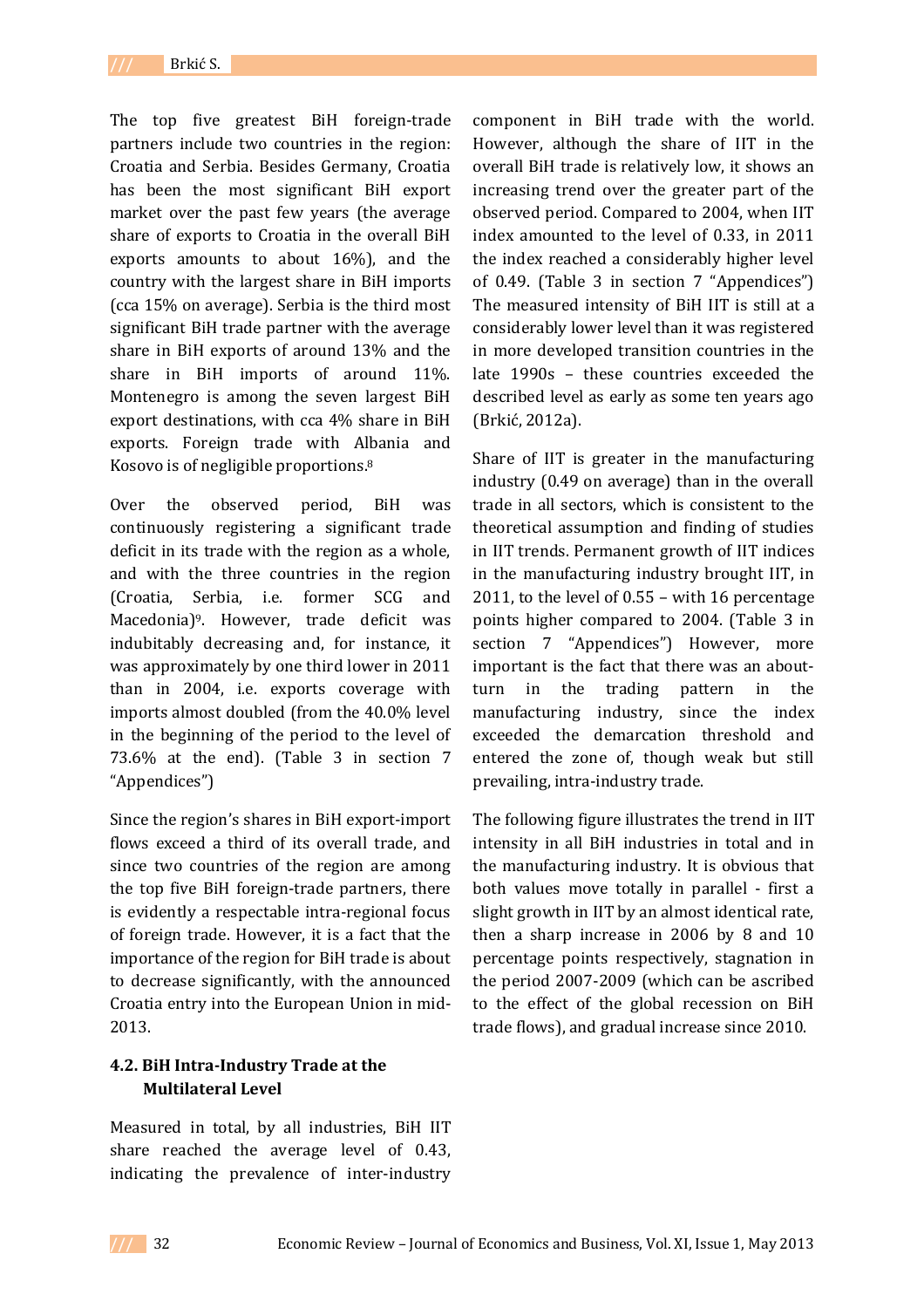The top five greatest BiH foreign-trade partners include two countries in the region: Croatia and Serbia. Besides Germany, Croatia has been the most significant BiH export market over the past few years (the average share of exports to Croatia in the overall BiH exports amounts to about 16%), and the country with the largest share in BiH imports (cca 15% on average). Serbia is the third most significant BiH trade partner with the average share in BiH exports of around 13% and the share in BiH imports of around 11%. Montenegro is among the seven largest BiH export destinations, with cca 4% share in BiH exports. Foreign trade with Albania and Kosovo is of negligible proportions.[8]

Over the observed period, BiH was continuously registering a significant trade deficit in its trade with the region as a whole, and with the three countries in the region (Croatia, Serbia, i.e. former SCG and Macedonia)[9]. However, trade deficit was indubitably decreasing and, for instance, it was approximately by one third lower in 2011 than in 2004, i.e. exports coverage with imports almost doubled (from the 40.0% level in the beginning of the period to the level of 73.6% at the end). (Table 3 in section 7 "Appendices")

Since the region's shares in BiH export-import flows exceed a third of its overall trade, and since two countries of the region are among the top five BiH foreign-trade partners, there is evidently a respectable intra-regional focus of foreign trade. However, it is a fact that the importance of the region for BiH trade is about to decrease significantly, with the announced Croatia entry into the European Union in mid-2013.

### 4.2. BiH Intra-Industry Trade at the Multilateral Level

Measured in total, by all industries, BiH IIT share reached the average level of 0.43, indicating the prevalence of inter-industry component in BiH trade with the world. However, although the share of IIT in the overall BiH trade is relatively low, it shows an increasing trend over the greater part of the observed period. Compared to 2004, when IIT index amounted to the level of 0.33, in 2011 the index reached a considerably higher level of 0.49. (Table 3 in section 7 "Appendices") The measured intensity of BiH IIT is still at a considerably lower level than it was registered in more developed transition countries in the late 1990s – these countries exceeded the described level as early as some ten years ago (Brkić, 2012a).

Share of IIT is greater in the manufacturing industry (0.49 on average) than in the overall trade in all sectors, which is consistent to the theoretical assumption and finding of studies in IIT trends. Permanent growth of IIT indices in the manufacturing industry brought IIT, in 2011, to the level of 0.55 – with 16 percentage points higher compared to 2004. (Table 3 in section 7 "Appendices") However, more important is the fact that there was an about-turn in the trading pattern in the manufacturing industry, since the index exceeded the demarcation threshold and entered the zone of, though weak but still prevailing, intra-industry trade.

The following figure illustrates the trend in IIT intensity in all BiH industries in total and in the manufacturing industry. It is obvious that both values move totally in parallel - first a slight growth in IIT by an almost identical rate, then a sharp increase in 2006 by 8 and 10 percentage points respectively, stagnation in the period 2007-2009 (which can be ascribed to the effect of the global recession on BiH trade flows), and gradual increase since 2010.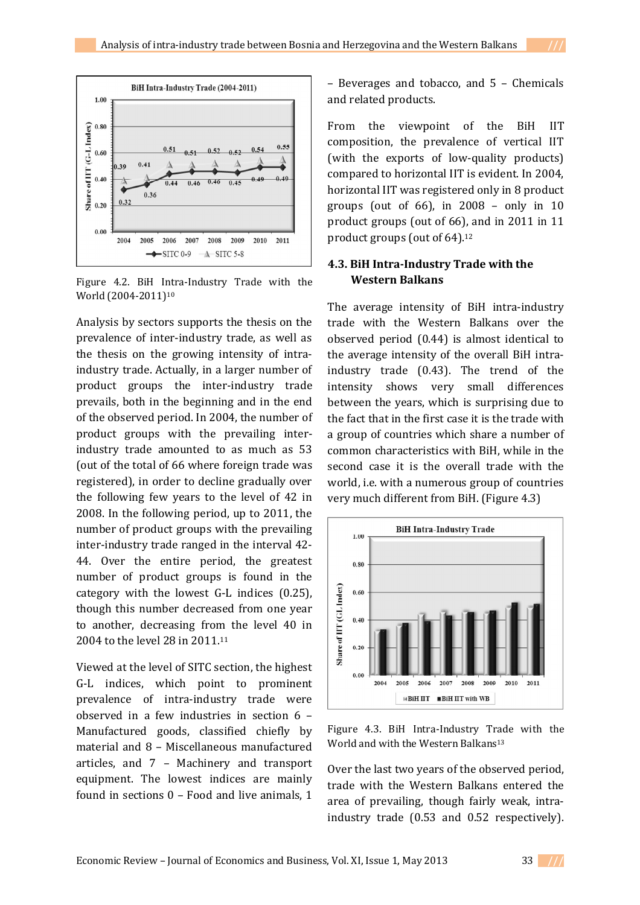Figure 4.2. BiH Intra-Industry Trade with the World (2004-2011)[10]

Analysis by sectors supports the thesis on the prevalence of inter-industry trade, as well as the thesis on the growing intensity of intra-industry trade. Actually, in a larger number of product groups the inter-industry trade prevails, both in the beginning and in the end of the observed period. In 2004, the number of product groups with the prevailing inter-industry trade amounted to as much as 53 (out of the total of 66 where foreign trade was registered), in order to decline gradually over the following few years to the level of 42 in 2008. In the following period, up to 2011, the number of product groups with the prevailing inter-industry trade ranged in the interval 42-44. Over the entire period, the greatest number of product groups is found in the category with the lowest G-L indices (0.25), though this number decreased from one year to another, decreasing from the level 40 in 2004 to the level 28 in 2011.[11]

Viewed at the level of SITC section, the highest G-L indices, which point to prominent prevalence of intra-industry trade were observed in a few industries in section 6 – Manufactured goods, classified chiefly by material and 8 – Miscellaneous manufactured articles, and 7 – Machinery and transport equipment. The lowest indices are mainly found in sections 0 – Food and live animals, 1 – Beverages and tobacco, and 5 – Chemicals and related products.

From the viewpoint of the BiH IIT composition, the prevalence of vertical IIT (with the exports of low-quality products) compared to horizontal IIT is evident. In 2004, horizontal IIT was registered only in 8 product groups (out of 66), in 2008 – only in 10 product groups (out of 66), and in 2011 in 11 product groups (out of 64).[12]

### 4.3. BiH Intra-Industry Trade with the Western Balkans

The average intensity of BiH intra-industry trade with the Western Balkans over the observed period (0.44) is almost identical to the average intensity of the overall BiH intra-industry trade (0.43). The trend of the intensity shows very small differences between the years, which is surprising due to the fact that in the first case it is the trade with a group of countries which share a number of common characteristics with BiH, while in the second case it is the overall trade with the world, i.e. with a numerous group of countries very much different from BiH. (Figure 4.3)

Figure 4.3. BiH Intra-Industry Trade with the World and with the Western Balkans[13]

Over the last two years of the observed period, trade with the Western Balkans entered the area of prevailing, though fairly weak, intra-industry trade (0.53 and 0.52 respectively).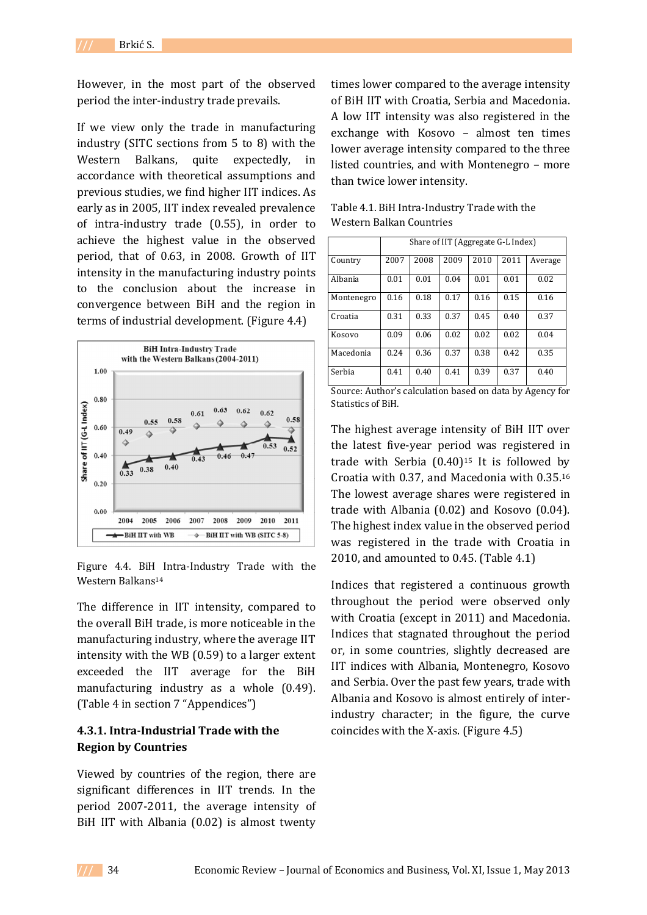However, in the most part of the observed period the inter-industry trade prevails.

If we view only the trade in manufacturing industry (SITC sections from 5 to 8) with the Western Balkans, quite expectedly, in accordance with theoretical assumptions and previous studies, we find higher IIT indices. As early as in 2005, IIT index revealed prevalence of intra-industry trade (0.55), in order to achieve the highest value in the observed period, that of 0.63, in 2008. Growth of IIT intensity in the manufacturing industry points to the conclusion about the increase in convergence between BiH and the region in terms of industrial development. (Figure 4.4)

Figure 4.4. BiH Intra-Industry Trade with the Western Balkans[14]

The difference in IIT intensity, compared to the overall BiH trade, is more noticeable in the manufacturing industry, where the average IIT intensity with the WB (0.59) to a larger extent exceeded the IIT average for the BiH manufacturing industry as a whole (0.49). (Table 4 in section 7 "Appendices")

### 4.3.1. Intra-Industrial Trade with the Region by Countries

Viewed by countries of the region, there are significant differences in IIT trends. In the period 2007-2011, the average intensity of BiH IIT with Albania (0.02) is almost twenty times lower compared to the average intensity of BiH IIT with Croatia, Serbia and Macedonia. A low IIT intensity was also registered in the exchange with Kosovo – almost ten times lower average intensity compared to the three listed countries, and with Montenegro – more than twice lower intensity.

Table 4.1. BiH Intra-Industry Trade with the Western Balkan Countries

| | Share of IIT (Aggregate G-L Index) | | | | | |
|---|---|---|---|---|---|---|
| Country | 2007 | 2008 | 2009 | 2010 | 2011 | Average |
| Albania | 0.01 | 0.01 | 0.04 | 0.01 | 0.01 | 0.02 |
| Montenegro | 0.16 | 0.18 | 0.17 | 0.16 | 0.15 | 0.16 |
| Croatia | 0.31 | 0.33 | 0.37 | 0.45 | 0.40 | 0.37 |
| Kosovo | 0.09 | 0.06 | 0.02 | 0.02 | 0.02 | 0.04 |
| Macedonia | 0.24 | 0.36 | 0.37 | 0.38 | 0.42 | 0.35 |
| Serbia | 0.41 | 0.40 | 0.41 | 0.39 | 0.37 | 0.40 |

Source: Author's calculation based on data by Agency for Statistics of BiH.

The highest average intensity of BiH IIT over the latest five-year period was registered in trade with Serbia (0.40)[15] It is followed by Croatia with 0.37, and Macedonia with 0.35.[16] The lowest average shares were registered in trade with Albania (0.02) and Kosovo (0.04). The highest index value in the observed period was registered in the trade with Croatia in 2010, and amounted to 0.45. (Table 4.1)

Indices that registered a continuous growth throughout the period were observed only with Croatia (except in 2011) and Macedonia. Indices that stagnated throughout the period or, in some countries, slightly decreased are IIT indices with Albania, Montenegro, Kosovo and Serbia. Over the past few years, trade with Albania and Kosovo is almost entirely of inter-industry character; in the figure, the curve coincides with the X-axis. (Figure 4.5)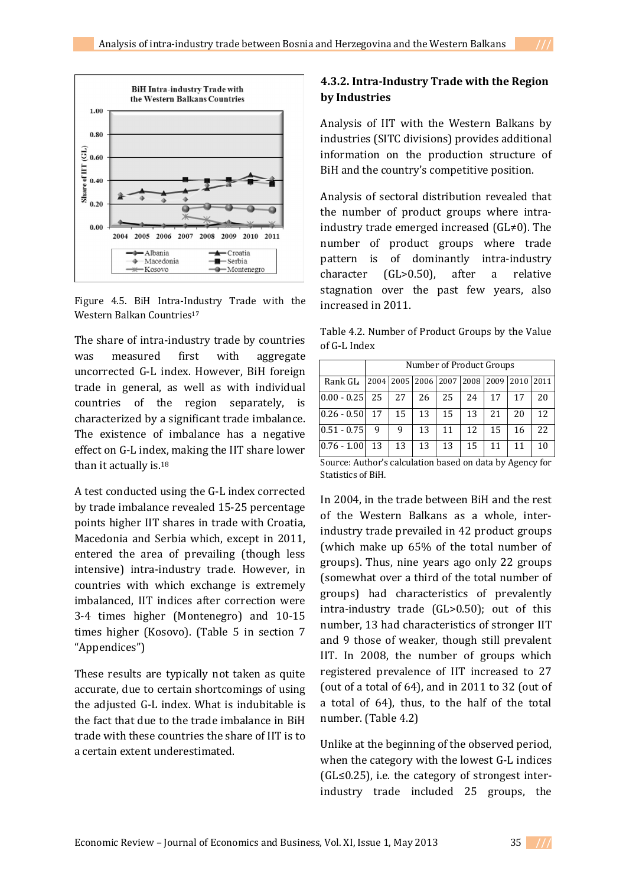Figure 4.5. BiH Intra-Industry Trade with the Western Balkan Countries[17]

The share of intra-industry trade by countries was measured first with aggregate uncorrected G-L index. However, BiH foreign trade in general, as well as with individual countries of the region separately, is characterized by a significant trade imbalance. The existence of imbalance has a negative effect on G-L index, making the IIT share lower than it actually is.[18]

A test conducted using the G-L index corrected by trade imbalance revealed 15-25 percentage points higher IIT shares in trade with Croatia, Macedonia and Serbia which, except in 2011, entered the area of prevailing (though less intensive) intra-industry trade. However, in countries with which exchange is extremely imbalanced, IIT indices after correction were 3-4 times higher (Montenegro) and 10-15 times higher (Kosovo). (Table 5 in section 7 "Appendices")

These results are typically not taken as quite accurate, due to certain shortcomings of using the adjusted G-L index. What is indubitable is the fact that due to the trade imbalance in BiH trade with these countries the share of IIT is to a certain extent underestimated.

### 4.3.2. Intra-Industry Trade with the Region by Industries

Analysis of IIT with the Western Balkans by industries (SITC divisions) provides additional information on the production structure of BiH and the country's competitive position.

Analysis of sectoral distribution revealed that the number of product groups where intra-industry trade emerged increased (GL≠0). The number of product groups where trade pattern is of dominantly intra-industry character (GL>0.50), after a relative stagnation over the past few years, also increased in 2011.

Table 4.2. Number of Product Groups by the Value of G-L Index

| | Number of Product Groups | | | | | | | |
|---|---|---|---|---|---|---|---|---|
| Rank $GL_i$ | 2004 | 2005 | 2006 | 2007 | 2008 | 2009 | 2010 | 2011 |
| 0.00 - 0.25 | 25 | 27 | 26 | 25 | 24 | 17 | 17 | 20 |
| 0.26 - 0.50 | 17 | 15 | 13 | 15 | 13 | 21 | 20 | 12 |
| 0.51 - 0.75 | 9 | 9 | 13 | 11 | 12 | 15 | 16 | 22 |
| 0.76 - 1.00 | 13 | 13 | 13 | 13 | 15 | 11 | 11 | 10 |

Source: Author's calculation based on data by Agency for Statistics of BiH.

In 2004, in the trade between BiH and the rest of the Western Balkans as a whole, inter-industry trade prevailed in 42 product groups (which make up 65% of the total number of groups). Thus, nine years ago only 22 groups (somewhat over a third of the total number of groups) had characteristics of prevalently intra-industry trade (GL>0.50); out of this number, 13 had characteristics of stronger IIT and 9 those of weaker, though still prevalent IIT. In 2008, the number of groups which registered prevalence of IIT increased to 27 (out of a total of 64), and in 2011 to 32 (out of a total of 64), thus, to the half of the total number. (Table 4.2)

Unlike at the beginning of the observed period, when the category with the lowest G-L indices (GL≤0.25), i.e. the category of strongest inter-industry trade included 25 groups, the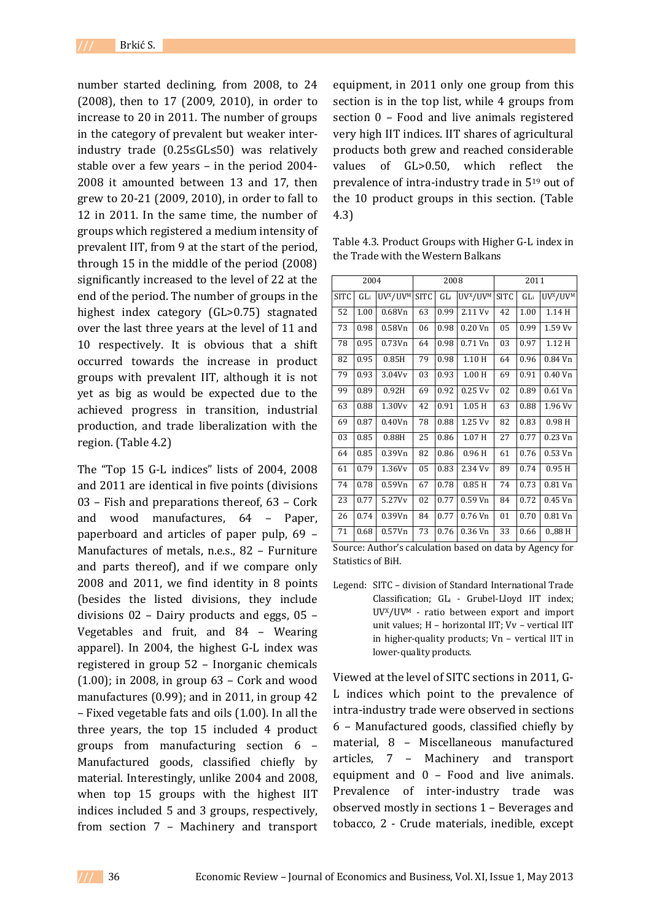number started declining, from 2008, to 24 (2008), then to 17 (2009, 2010), in order to increase to 20 in 2011. The number of groups in the category of prevalent but weaker inter-industry trade (0.25≤GL≤50) was relatively stable over a few years – in the period 2004-2008 it amounted between 13 and 17, then grew to 20-21 (2009, 2010), in order to fall to 12 in 2011. In the same time, the number of groups which registered a medium intensity of prevalent IIT, from 9 at the start of the period, through 15 in the middle of the period (2008) significantly increased to the level of 22 at the end of the period. The number of groups in the highest index category (GL>0.75) stagnated over the last three years at the level of 11 and 10 respectively. It is obvious that a shift occurred towards the increase in product groups with prevalent IIT, although it is not yet as big as would be expected due to the achieved progress in transition, industrial production, and trade liberalization with the region. (Table 4.2)

The "Top 15 G-L indices" lists of 2004, 2008 and 2011 are identical in five points (divisions 03 – Fish and preparations thereof, 63 – Cork and wood manufactures, 64 – Paper, paperboard and articles of paper pulp, 69 – Manufactures of metals, n.e.s., 82 – Furniture and parts thereof), and if we compare only 2008 and 2011, we find identity in 8 points (besides the listed divisions, they include divisions 02 – Dairy products and eggs, 05 – Vegetables and fruit, and 84 – Wearing apparel). In 2004, the highest G-L index was registered in group 52 – Inorganic chemicals (1.00); in 2008, in group 63 – Cork and wood manufactures (0.99); and in 2011, in group 42 – Fixed vegetable fats and oils (1.00). In all the three years, the top 15 included 4 product groups from manufacturing section 6 – Manufactured goods, classified chiefly by material. Interestingly, unlike 2004 and 2008, when top 15 groups with the highest IIT indices included 5 and 3 groups, respectively, from section 7 – Machinery and transport equipment, in 2011 only one group from this section is in the top list, while 4 groups from section 0 – Food and live animals registered very high IIT indices. IIT shares of agricultural products both grew and reached considerable values of GL>0.50, which reflect the prevalence of intra-industry trade in 5[19] out of the 10 product groups in this section. (Table 4.3)

Table 4.3. Product Groups with Higher G-L index in the Trade with the Western Balkans

| 2004 | | | 2008 | | | 2011 | | |
|---|---|---|---|---|---|---|---|---|
| SITC | $GL_i$ | $UV^X/UV^M$ | SITC | $GL_i$ | $UV^X/UV^M$ | SITC | $GL_i$ | $UV^X/UV^M$ |
| 52 | 1.00 | 0.68Vn | 63 | 0.99 | 2.11 Vv | 42 | 1.00 | 1.14 H |
| 73 | 0.98 | 0.58Vn | 06 | 0.98 | 0.20 Vn | 05 | 0.99 | 1.59 Vv |
| 78 | 0.95 | 0.73Vn | 64 | 0.98 | 0.71 Vn | 03 | 0.97 | 1.12 H |
| 82 | 0.95 | 0.85H | 79 | 0.98 | 1.10 H | 64 | 0.96 | 0.84 Vn |
| 79 | 0.93 | 3.04Vv | 03 | 0.93 | 1.00 H | 69 | 0.91 | 0.40 Vn |
| 99 | 0.89 | 0.92H | 69 | 0.92 | 0.25 Vv | 02 | 0.89 | 0.61 Vn |
| 63 | 0.88 | 1.30Vv | 42 | 0.91 | 1.05 H | 63 | 0.88 | 1.96 Vv |
| 69 | 0.87 | 0.40Vn | 78 | 0.88 | 1.25 Vv | 82 | 0.83 | 0.98 H |
| 03 | 0.85 | 0.88H | 25 | 0.86 | 1.07 H | 27 | 0.77 | 0.23 Vn |
| 64 | 0.85 | 0.39Vn | 82 | 0.86 | 0.96 H | 61 | 0.76 | 0.53 Vn |
| 61 | 0.79 | 1.36Vv | 05 | 0.83 | 2.34 Vv | 89 | 0.74 | 0.95 H |
| 74 | 0.78 | 0.59Vn | 67 | 0.78 | 0.85 H | 74 | 0.73 | 0.81 Vn |
| 23 | 0.77 | 5.27Vv | 02 | 0.77 | 0.59 Vn | 84 | 0.72 | 0.45 Vn |
| 26 | 0.74 | 0.39Vn | 84 | 0.77 | 0.76 Vn | 01 | 0.70 | 0.81 Vn |
| 71 | 0.68 | 0.57Vn | 73 | 0.76 | 0.36 Vn | 33 | 0.66 | 0.,88 H |

Source: Author's calculation based on data by Agency for Statistics of BiH.

Legend: SITC – division of Standard International Trade Classification; $GL_i$ - Grubel-Lloyd IIT index; $UV^X/UV^M$ - ratio between export and import unit values; H – horizontal IIT; Vv – vertical IIT in higher-quality products; Vn – vertical IIT in lower-quality products.

Viewed at the level of SITC sections in 2011, G-L indices which point to the prevalence of intra-industry trade were observed in sections 6 – Manufactured goods, classified chiefly by material, 8 – Miscellaneous manufactured articles, 7 – Machinery and transport equipment and 0 – Food and live animals. Prevalence of inter-industry trade was observed mostly in sections 1 – Beverages and tobacco, 2 - Crude materials, inedible, except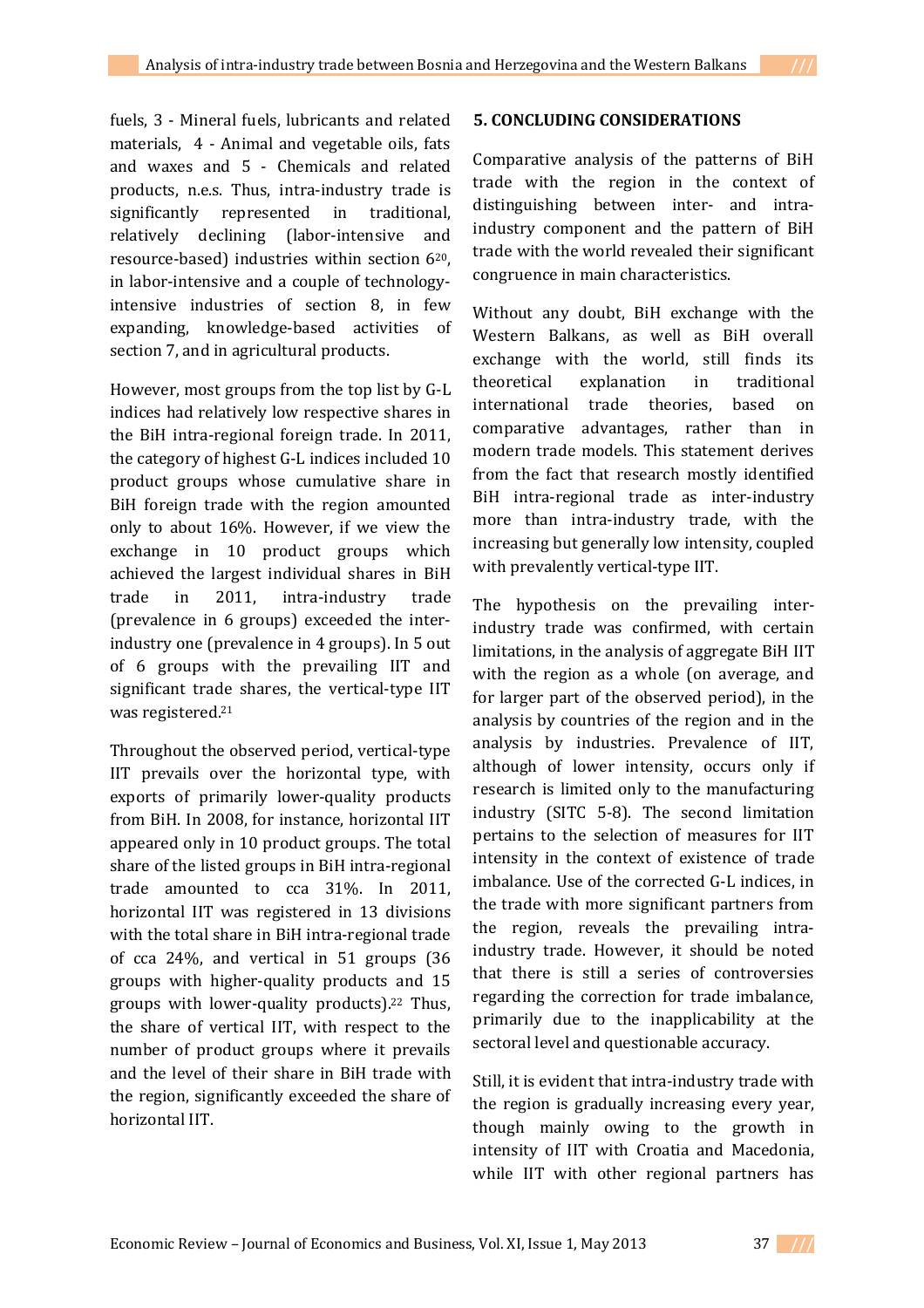fuels, 3 - Mineral fuels, lubricants and related materials, 4 - Animal and vegetable oils, fats and waxes and 5 - Chemicals and related products, n.e.s. Thus, intra-industry trade is significantly represented in traditional, relatively declining (labor-intensive and resource-based) industries within section 6[20], in labor-intensive and a couple of technology-intensive industries of section 8, in few expanding, knowledge-based activities of section 7, and in agricultural products.

However, most groups from the top list by G-L indices had relatively low respective shares in the BiH intra-regional foreign trade. In 2011, the category of highest G-L indices included 10 product groups whose cumulative share in BiH foreign trade with the region amounted only to about 16%. However, if we view the exchange in 10 product groups which achieved the largest individual shares in BiH trade in 2011, intra-industry trade (prevalence in 6 groups) exceeded the inter-industry one (prevalence in 4 groups). In 5 out of 6 groups with the prevailing IIT and significant trade shares, the vertical-type IIT was registered.[21]

Throughout the observed period, vertical-type IIT prevails over the horizontal type, with exports of primarily lower-quality products from BiH. In 2008, for instance, horizontal IIT appeared only in 10 product groups. The total share of the listed groups in BiH intra-regional trade amounted to cca 31%. In 2011, horizontal IIT was registered in 13 divisions with the total share in BiH intra-regional trade of cca 24%, and vertical in 51 groups (36 groups with higher-quality products and 15 groups with lower-quality products).[22] Thus, the share of vertical IIT, with respect to the number of product groups where it prevails and the level of their share in BiH trade with the region, significantly exceeded the share of horizontal IIT.

## 5. CONCLUDING CONSIDERATIONS

Comparative analysis of the patterns of BiH trade with the region in the context of distinguishing between inter- and intra-industry component and the pattern of BiH trade with the world revealed their significant congruence in main characteristics.

Without any doubt, BiH exchange with the Western Balkans, as well as BiH overall exchange with the world, still finds its theoretical explanation in traditional international trade theories, based on comparative advantages, rather than in modern trade models. This statement derives from the fact that research mostly identified BiH intra-regional trade as inter-industry more than intra-industry trade, with the increasing but generally low intensity, coupled with prevalently vertical-type IIT.

The hypothesis on the prevailing inter-industry trade was confirmed, with certain limitations, in the analysis of aggregate BiH IIT with the region as a whole (on average, and for larger part of the observed period), in the analysis by countries of the region and in the analysis by industries. Prevalence of IIT, although of lower intensity, occurs only if research is limited only to the manufacturing industry (SITC 5-8). The second limitation pertains to the selection of measures for IIT intensity in the context of existence of trade imbalance. Use of the corrected G-L indices, in the trade with more significant partners from the region, reveals the prevailing intra-industry trade. However, it should be noted that there is still a series of controversies regarding the correction for trade imbalance, primarily due to the inapplicability at the sectoral level and questionable accuracy.

Still, it is evident that intra-industry trade with the region is gradually increasing every year, though mainly owing to the growth in intensity of IIT with Croatia and Macedonia, while IIT with other regional partners has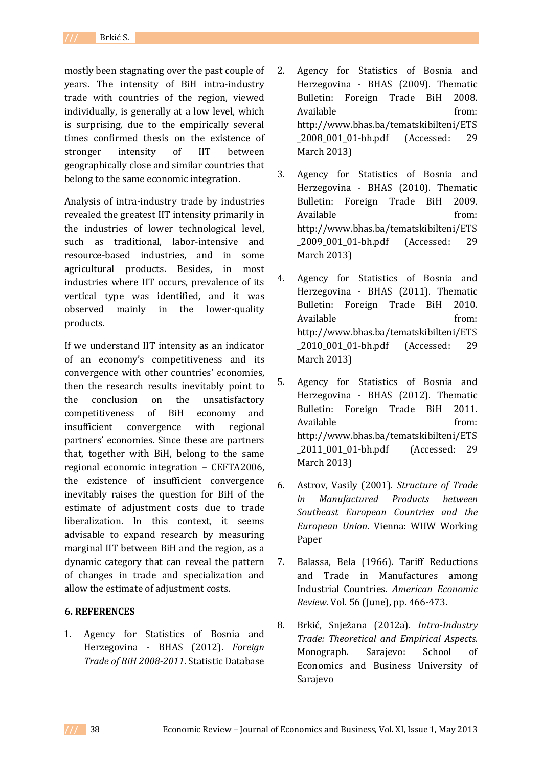mostly been stagnating over the past couple of years. The intensity of BiH intra-industry trade with countries of the region, viewed individually, is generally at a low level, which is surprising, due to the empirically several times confirmed thesis on the existence of stronger intensity of IIT between geographically close and similar countries that belong to the same economic integration.

Analysis of intra-industry trade by industries revealed the greatest IIT intensity primarily in the industries of lower technological level, such as traditional, labor-intensive and resource-based industries, and in some agricultural products. Besides, in most industries where IIT occurs, prevalence of its vertical type was identified, and it was observed mainly in the lower-quality products.

If we understand IIT intensity as an indicator of an economy's competitiveness and its convergence with other countries' economies, then the research results inevitably point to the conclusion on the unsatisfactory competitiveness of BiH economy and insufficient convergence with regional partners' economies. Since these are partners that, together with BiH, belong to the same regional economic integration – CEFTA2006, the existence of insufficient convergence inevitably raises the question for BiH of the estimate of adjustment costs due to trade liberalization. In this context, it seems advisable to expand research by measuring marginal IIT between BiH and the region, as a dynamic category that can reveal the pattern of changes in trade and specialization and allow the estimate of adjustment costs.

## 6. REFERENCES

1. Agency for Statistics of Bosnia and Herzegovina - BHAS (2012). *Foreign Trade of BiH 2008-2011*. Statistic Database

2. Agency for Statistics of Bosnia and Herzegovina - BHAS (2009). Thematic Bulletin: Foreign Trade BiH 2008. Available from: http://www.bhas.ba/tematskibilteni/ETS_2008_001_01-bh.pdf (Accessed: 29 March 2013)

3. Agency for Statistics of Bosnia and Herzegovina - BHAS (2010). Thematic Bulletin: Foreign Trade BiH 2009. Available from: http://www.bhas.ba/tematskibilteni/ETS_2009_001_01-bh.pdf (Accessed: 29 March 2013)

4. Agency for Statistics of Bosnia and Herzegovina - BHAS (2011). Thematic Bulletin: Foreign Trade BiH 2010. Available from: http://www.bhas.ba/tematskibilteni/ETS_2010_001_01-bh.pdf (Accessed: 29 March 2013)

5. Agency for Statistics of Bosnia and Herzegovina - BHAS (2012). Thematic Bulletin: Foreign Trade BiH 2011. Available from: http://www.bhas.ba/tematskibilteni/ETS_2011_001_01-bh.pdf (Accessed: 29 March 2013)

6. Astrov, Vasily (2001). *Structure of Trade in Manufactured Products between Southeast European Countries and the European Union*. Vienna: WIIW Working Paper

7. Balassa, Bela (1966). Tariff Reductions and Trade in Manufactures among Industrial Countries. *American Economic Review*. Vol. 56 (June), pp. 466-473.

8. Brkić, Snježana (2012a). *Intra-Industry Trade: Theoretical and Empirical Aspects*. Monograph. Sarajevo: School of Economics and Business University of Sarajevo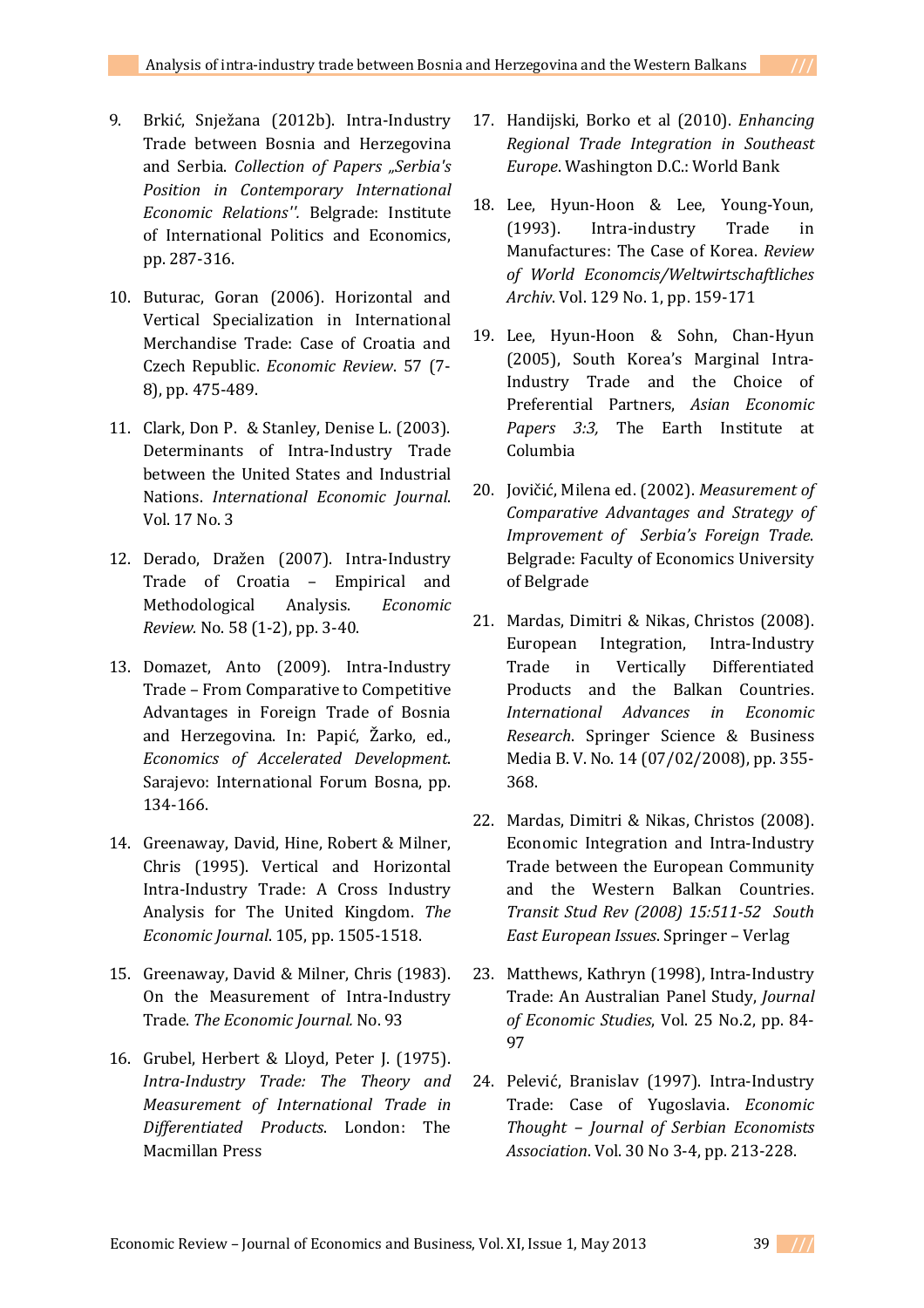9. Brkić, Snježana (2012b). Intra-Industry Trade between Bosnia and Herzegovina and Serbia. *Collection of Papers „Serbia's Position in Contemporary International Economic Relations''.* Belgrade: Institute of International Politics and Economics, pp. 287-316.

10. Buturac, Goran (2006). Horizontal and Vertical Specialization in International Merchandise Trade: Case of Croatia and Czech Republic. *Economic Review*. 57 (7-8), pp. 475-489.

11. Clark, Don P. & Stanley, Denise L. (2003). Determinants of Intra-Industry Trade between the United States and Industrial Nations. *International Economic Journal*. Vol. 17 No. 3

12. Derado, Dražen (2007). Intra-Industry Trade of Croatia – Empirical and Methodological Analysis. *Economic Review.* No. 58 (1-2), pp. 3-40.

13. Domazet, Anto (2009). Intra-Industry Trade – From Comparative to Competitive Advantages in Foreign Trade of Bosnia and Herzegovina. In: Papić, Žarko, ed., *Economics of Accelerated Development*. Sarajevo: International Forum Bosna, pp. 134-166.

14. Greenaway, David, Hine, Robert & Milner, Chris (1995). Vertical and Horizontal Intra-Industry Trade: A Cross Industry Analysis for The United Kingdom. *The Economic Journal*. 105, pp. 1505-1518.

15. Greenaway, David & Milner, Chris (1983). On the Measurement of Intra-Industry Trade. *The Economic Journal.* No. 93

16. Grubel, Herbert & Lloyd, Peter J. (1975). *Intra-Industry Trade: The Theory and Measurement of International Trade in Differentiated Products*. London: The Macmillan Press

17. Handijski, Borko et al (2010). *Enhancing Regional Trade Integration in Southeast Europe*. Washington D.C.: World Bank

18. Lee, Hyun-Hoon & Lee, Young-Youn, (1993). Intra-industry Trade in Manufactures: The Case of Korea. *Review of World Economcis/Weltwirtschaftliches Archiv*. Vol. 129 No. 1, pp. 159-171

19. Lee, Hyun-Hoon & Sohn, Chan-Hyun (2005), South Korea's Marginal Intra-Industry Trade and the Choice of Preferential Partners, *Asian Economic Papers 3:3,* The Earth Institute at Columbia

20. Jovičić, Milena ed. (2002). *Measurement of Comparative Advantages and Strategy of Improvement of Serbia's Foreign Trade*. Belgrade: Faculty of Economics University of Belgrade

21. Mardas, Dimitri & Nikas, Christos (2008). European Integration, Intra-Industry Trade in Vertically Differentiated Products and the Balkan Countries. *International Advances in Economic Research*. Springer Science & Business Media B. V. No. 14 (07/02/2008), pp. 355-368.

22. Mardas, Dimitri & Nikas, Christos (2008). Economic Integration and Intra-Industry Trade between the European Community and the Western Balkan Countries. *Transit Stud Rev (2008) 15:511-52 South East European Issues*. Springer – Verlag

23. Matthews, Kathryn (1998), Intra-Industry Trade: An Australian Panel Study, *Journal of Economic Studies*, Vol. 25 No.2, pp. 84-97

24. Pelević, Branislav (1997). Intra-Industry Trade: Case of Yugoslavia. *Economic Thought – Journal of Serbian Economists Association*. Vol. 30 No 3-4, pp. 213-228.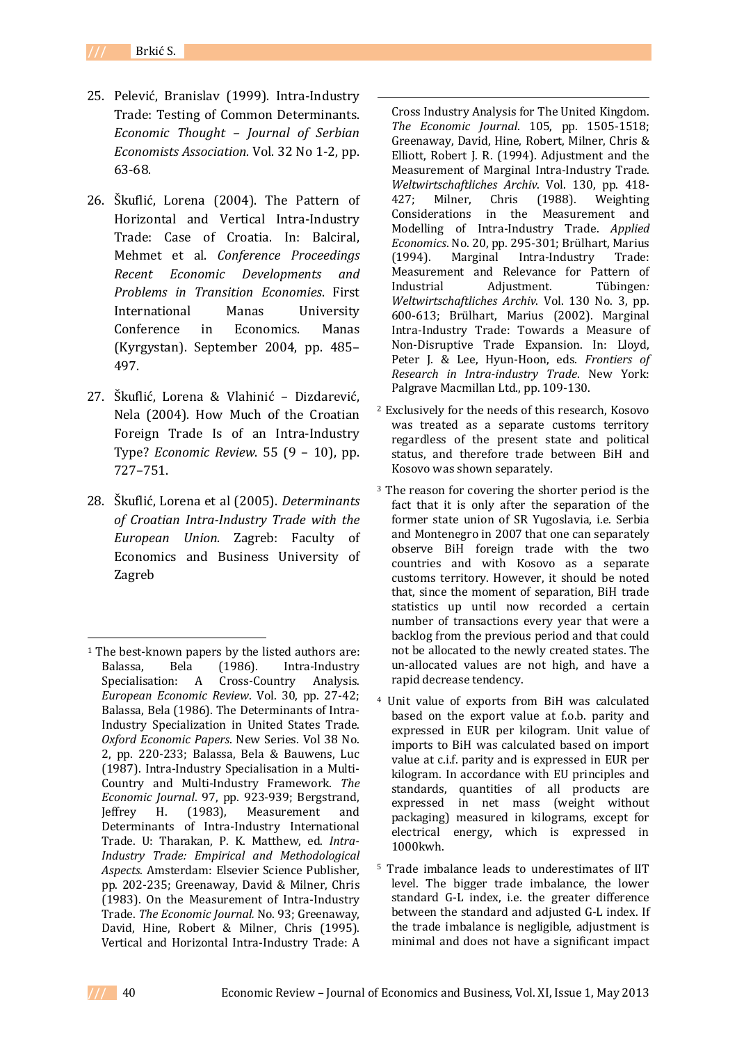25. Pelević, Branislav (1999). Intra-Industry Trade: Testing of Common Determinants. *Economic Thought – Journal of Serbian Economists Association.* Vol. 32 No 1-2, pp. 63-68.

26. Škuflić, Lorena (2004). The Pattern of Horizontal and Vertical Intra-Industry Trade: Case of Croatia. In: Balciral, Mehmet et al. *Conference Proceedings Recent Economic Developments and Problems in Transition Economies*. First International Manas University Conference in Economics. Manas (Kyrgystan). September 2004, pp. 485–497.

27. Škuflić, Lorena & Vlahinić – Dizdarević, Nela (2004). How Much of the Croatian Foreign Trade Is of an Intra-Industry Type? *Economic Review*. 55 (9 – 10), pp. 727–751.

28. Škuflić, Lorena et al (2005). *Determinants of Croatian Intra-Industry Trade with the European Union.* Zagreb: Faculty of Economics and Business University of Zagreb

---

[1] The best-known papers by the listed authors are: Balassa, Bela (1986). Intra-Industry Specialisation: A Cross-Country Analysis. *European Economic Review*. Vol. 30, pp. 27-42; Balassa, Bela (1986). The Determinants of Intra-Industry Specialization in United States Trade. *Oxford Economic Papers*. New Series. Vol 38 No. 2, pp. 220-233; Balassa, Bela & Bauwens, Luc (1987). Intra-Industry Specialisation in a Multi-Country and Multi-Industry Framework. *The Economic Journal*. 97, pp. 923-939; Bergstrand, Jeffrey H. (1983), Measurement and Determinants of Intra-Industry International Trade. U: Tharakan, P. K. Matthew, ed. *Intra-Industry Trade: Empirical and Methodological Aspects*. Amsterdam: Elsevier Science Publisher, pp. 202-235; Greenaway, David & Milner, Chris (1983). On the Measurement of Intra-Industry Trade. *The Economic Journal.* No. 93; Greenaway, David, Hine, Robert & Milner, Chris (1995). Vertical and Horizontal Intra-Industry Trade: A Cross Industry Analysis for The United Kingdom. *The Economic Journal*. 105, pp. 1505-1518; Greenaway, David, Hine, Robert, Milner, Chris & Elliott, Robert J. R. (1994). Adjustment and the Measurement of Marginal Intra-Industry Trade. *Weltwirtschaftliches Archiv*. Vol. 130, pp. 418-427; Milner, Chris (1988). Weighting Considerations in the Measurement and Modelling of Intra-Industry Trade. *Applied Economics*. No. 20, pp. 295-301; Brülhart, Marius (1994). Marginal Intra-Industry Trade: Measurement and Relevance for Pattern of Industrial Adjustment. Tübingen*: Weltwirtschaftliches Archiv*. Vol. 130 No. 3, pp. 600-613; Brülhart, Marius (2002). Marginal Intra-Industry Trade: Towards a Measure of Non-Disruptive Trade Expansion. In: Lloyd, Peter J. & Lee, Hyun-Hoon, eds. *Frontiers of Research in Intra-industry Trade*. New York: Palgrave Macmillan Ltd., pp. 109-130.

[2] Exclusively for the needs of this research, Kosovo was treated as a separate customs territory regardless of the present state and political status, and therefore trade between BiH and Kosovo was shown separately.

[3] The reason for covering the shorter period is the fact that it is only after the separation of the former state union of SR Yugoslavia, i.e. Serbia and Montenegro in 2007 that one can separately observe BiH foreign trade with the two countries and with Kosovo as a separate customs territory. However, it should be noted that, since the moment of separation, BiH trade statistics up until now recorded a certain number of transactions every year that were a backlog from the previous period and that could not be allocated to the newly created states. The un-allocated values are not high, and have a rapid decrease tendency.

[4] Unit value of exports from BiH was calculated based on the export value at f.o.b. parity and expressed in EUR per kilogram. Unit value of imports to BiH was calculated based on import value at c.i.f. parity and is expressed in EUR per kilogram. In accordance with EU principles and standards, quantities of all products are expressed in net mass (weight without packaging) measured in kilograms, except for electrical energy, which is expressed in 1000kwh.

[5] Trade imbalance leads to underestimates of IIT level. The bigger trade imbalance, the lower standard G-L index, i.e. the greater difference between the standard and adjusted G-L index. If the trade imbalance is negligible, adjustment is minimal and does not have a significant impact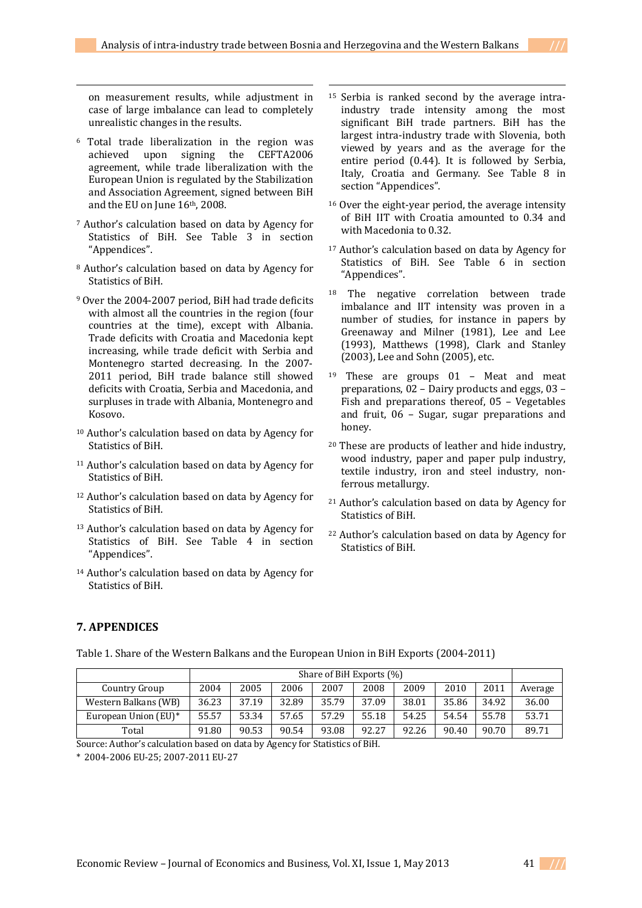on measurement results, while adjustment in case of large imbalance can lead to completely unrealistic changes in the results.

[6] Total trade liberalization in the region was achieved upon signing the CEFTA2006 agreement, while trade liberalization with the European Union is regulated by the Stabilization and Association Agreement, signed between BiH and the EU on June 16th, 2008.

[7] Author's calculation based on data by Agency for Statistics of BiH. See Table 3 in section "Appendices".

[8] Author's calculation based on data by Agency for Statistics of BiH.

[9] Over the 2004-2007 period, BiH had trade deficits with almost all the countries in the region (four countries at the time), except with Albania. Trade deficits with Croatia and Macedonia kept increasing, while trade deficit with Serbia and Montenegro started decreasing. In the 2007-2011 period, BiH trade balance still showed deficits with Croatia, Serbia and Macedonia, and surpluses in trade with Albania, Montenegro and Kosovo.

[10] Author's calculation based on data by Agency for Statistics of BiH.

[11] Author's calculation based on data by Agency for Statistics of BiH.

[12] Author's calculation based on data by Agency for Statistics of BiH.

[13] Author's calculation based on data by Agency for Statistics of BiH. See Table 4 in section "Appendices".

[14] Author's calculation based on data by Agency for Statistics of BiH.

[15] Serbia is ranked second by the average intra-industry trade intensity among the most significant BiH trade partners. BiH has the largest intra-industry trade with Slovenia, both viewed by years and as the average for the entire period (0.44). It is followed by Serbia, Italy, Croatia and Germany. See Table 8 in section "Appendices".

[16] Over the eight-year period, the average intensity of BiH IIT with Croatia amounted to 0.34 and with Macedonia to 0.32.

[17] Author's calculation based on data by Agency for Statistics of BiH. See Table 6 in section "Appendices".

[18] The negative correlation between trade imbalance and IIT intensity was proven in a number of studies, for instance in papers by Greenaway and Milner (1981), Lee and Lee (1993), Matthews (1998), Clark and Stanley (2003), Lee and Sohn (2005), etc.

[19] These are groups 01 – Meat and meat preparations, 02 – Dairy products and eggs, 03 – Fish and preparations thereof, 05 – Vegetables and fruit, 06 – Sugar, sugar preparations and honey.

[20] These are products of leather and hide industry, wood industry, paper and paper pulp industry, textile industry, iron and steel industry, non-ferrous metallurgy.

[21] Author's calculation based on data by Agency for Statistics of BiH.

[22] Author's calculation based on data by Agency for Statistics of BiH.

## 7. APPENDICES

Table 1. Share of the Western Balkans and the European Union in BiH Exports (2004-2011)

| | Share of BiH Exports (%) | | | | | | | | |
|---|---|---|---|---|---|---|---|---|---|
| Country Group | 2004 | 2005 | 2006 | 2007 | 2008 | 2009 | 2010 | 2011 | Average |
| Western Balkans (WB) | 36.23 | 37.19 | 32.89 | 35.79 | 37.09 | 38.01 | 35.86 | 34.92 | 36.00 |
| European Union (EU)* | 55.57 | 53.34 | 57.65 | 57.29 | 55.18 | 54.25 | 54.54 | 55.78 | 53.71 |
| Total | 91.80 | 90.53 | 90.54 | 93.08 | 92.27 | 92.26 | 90.40 | 90.70 | 89.71 |

Source: Author's calculation based on data by Agency for Statistics of BiH.

\* 2004-2006 EU-25; 2007-2011 EU-27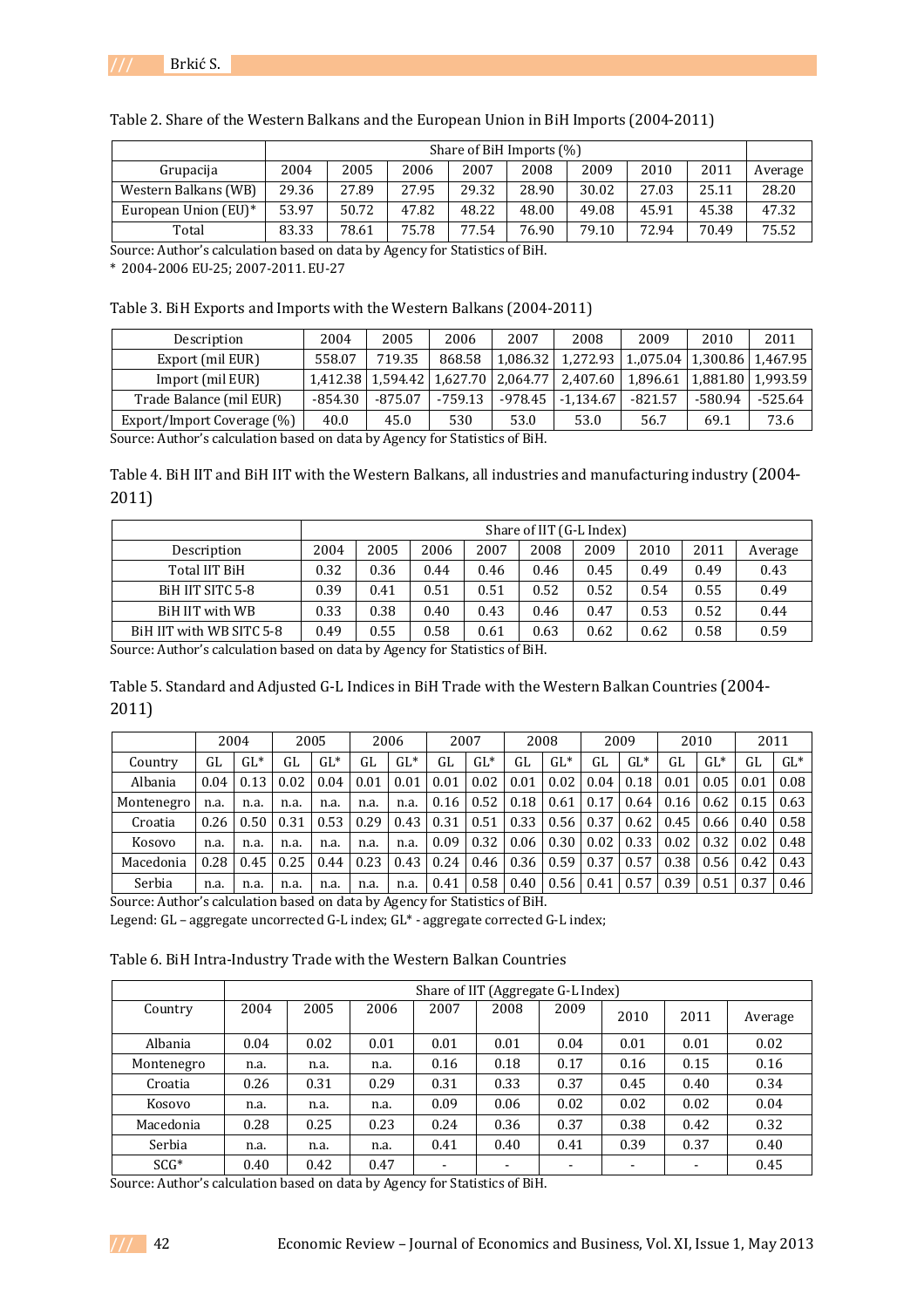Table 2. Share of the Western Balkans and the European Union in BiH Imports (2004-2011)

| | Share of BiH Imports (%) | | | | | | | | |
|---|---|---|---|---|---|---|---|---|---|
| Grupacija | 2004 | 2005 | 2006 | 2007 | 2008 | 2009 | 2010 | 2011 | Average |
| Western Balkans (WB) | 29.36 | 27.89 | 27.95 | 29.32 | 28.90 | 30.02 | 27.03 | 25.11 | 28.20 |
| European Union (EU)* | 53.97 | 50.72 | 47.82 | 48.22 | 48.00 | 49.08 | 45.91 | 45.38 | 47.32 |
| Total | 83.33 | 78.61 | 75.78 | 77.54 | 76.90 | 79.10 | 72.94 | 70.49 | 75.52 |

Source: Author's calculation based on data by Agency for Statistics of BiH.

\* 2004-2006 EU-25; 2007-2011. EU-27

Table 3. BiH Exports and Imports with the Western Balkans (2004-2011)

| Description | 2004 | 2005 | 2006 | 2007 | 2008 | 2009 | 2010 | 2011 |
|---|---|---|---|---|---|---|---|---|
| Export (mil EUR) | 558.07 | 719.35 | 868.58 | 1,086.32 | 1,272.93 | 1.,075.04 | 1,300.86 | 1,467.95 |
| Import (mil EUR) | 1,412.38 | 1,594.42 | 1,627.70 | 2,064.77 | 2,407.60 | 1,896.61 | 1,881.80 | 1,993.59 |
| Trade Balance (mil EUR) | -854.30 | -875.07 | -759.13 | -978.45 | -1,134.67 | -821.57 | -580.94 | -525.64 |
| Export/Import Coverage (%) | 40.0 | 45.0 | 530 | 53.0 | 53.0 | 56.7 | 69.1 | 73.6 |

Source: Author's calculation based on data by Agency for Statistics of BiH.

Table 4. BiH IIT and BiH IIT with the Western Balkans, all industries and manufacturing industry (2004-2011)

| | Share of IIT (G-L Index) | | | | | | | | |
|---|---|---|---|---|---|---|---|---|---|
| Description | 2004 | 2005 | 2006 | 2007 | 2008 | 2009 | 2010 | 2011 | Average |
| Total IIT BiH | 0.32 | 0.36 | 0.44 | 0.46 | 0.46 | 0.45 | 0.49 | 0.49 | 0.43 |
| BiH IIT SITC 5-8 | 0.39 | 0.41 | 0.51 | 0.51 | 0.52 | 0.52 | 0.54 | 0.55 | 0.49 |
| BiH IIT with WB | 0.33 | 0.38 | 0.40 | 0.43 | 0.46 | 0.47 | 0.53 | 0.52 | 0.44 |
| BiH IIT with WB SITC 5-8 | 0.49 | 0.55 | 0.58 | 0.61 | 0.63 | 0.62 | 0.62 | 0.58 | 0.59 |

Source: Author's calculation based on data by Agency for Statistics of BiH.

Table 5. Standard and Adjusted G-L Indices in BiH Trade with the Western Balkan Countries (2004-2011)

| | 2004 | | 2005 | | 2006 | | 2007 | | 2008 | | 2009 | | 2010 | | 2011 | |
|---|---|---|---|---|---|---|---|---|---|---|---|---|---|---|---|---|
| Country | GL | GL* | GL | GL* | GL | GL* | GL | GL* | GL | GL* | GL | GL* | GL | GL* | GL | GL* |
| Albania | 0.04 | 0.13 | 0.02 | 0.04 | 0.01 | 0.01 | 0.01 | 0.02 | 0.01 | 0.02 | 0.04 | 0.18 | 0.01 | 0.05 | 0.01 | 0.08 |
| Montenegro | n.a. | n.a. | n.a. | n.a. | n.a. | n.a. | 0.16 | 0.52 | 0.18 | 0.61 | 0.17 | 0.64 | 0.16 | 0.62 | 0.15 | 0.63 |
| Croatia | 0.26 | 0.50 | 0.31 | 0.53 | 0.29 | 0.43 | 0.31 | 0.51 | 0.33 | 0.56 | 0.37 | 0.62 | 0.45 | 0.66 | 0.40 | 0.58 |
| Kosovo | n.a. | n.a. | n.a. | n.a. | n.a. | n.a. | 0.09 | 0.32 | 0.06 | 0.30 | 0.02 | 0.33 | 0.02 | 0.32 | 0.02 | 0.48 |
| Macedonia | 0.28 | 0.45 | 0.25 | 0.44 | 0.23 | 0.43 | 0.24 | 0.46 | 0.36 | 0.59 | 0.37 | 0.57 | 0.38 | 0.56 | 0.42 | 0.43 |
| Serbia | n.a. | n.a. | n.a. | n.a. | n.a. | n.a. | 0.41 | 0.58 | 0.40 | 0.56 | 0.41 | 0.57 | 0.39 | 0.51 | 0.37 | 0.46 |

Source: Author's calculation based on data by Agency for Statistics of BiH.

Legend: GL – aggregate uncorrected G-L index; GL* - aggregate corrected G-L index;

Table 6. BiH Intra-Industry Trade with the Western Balkan Countries

| | Share of IIT (Aggregate G-L Index) | | | | | | | | |
|---|---|---|---|---|---|---|---|---|---|
| Country | 2004 | 2005 | 2006 | 2007 | 2008 | 2009 | 2010 | 2011 | Average |
| Albania | 0.04 | 0.02 | 0.01 | 0.01 | 0.01 | 0.04 | 0.01 | 0.01 | 0.02 |
| Montenegro | n.a. | n.a. | n.a. | 0.16 | 0.18 | 0.17 | 0.16 | 0.15 | 0.16 |
| Croatia | 0.26 | 0.31 | 0.29 | 0.31 | 0.33 | 0.37 | 0.45 | 0.40 | 0.34 |
| Kosovo | n.a. | n.a. | n.a. | 0.09 | 0.06 | 0.02 | 0.02 | 0.02 | 0.04 |
| Macedonia | 0.28 | 0.25 | 0.23 | 0.24 | 0.36 | 0.37 | 0.38 | 0.42 | 0.32 |
| Serbia | n.a. | n.a. | n.a. | 0.41 | 0.40 | 0.41 | 0.39 | 0.37 | 0.40 |
| SCG* | 0.40 | 0.42 | 0.47 | - | - | - | - | - | 0.45 |

Source: Author's calculation based on data by Agency for Statistics of BiH.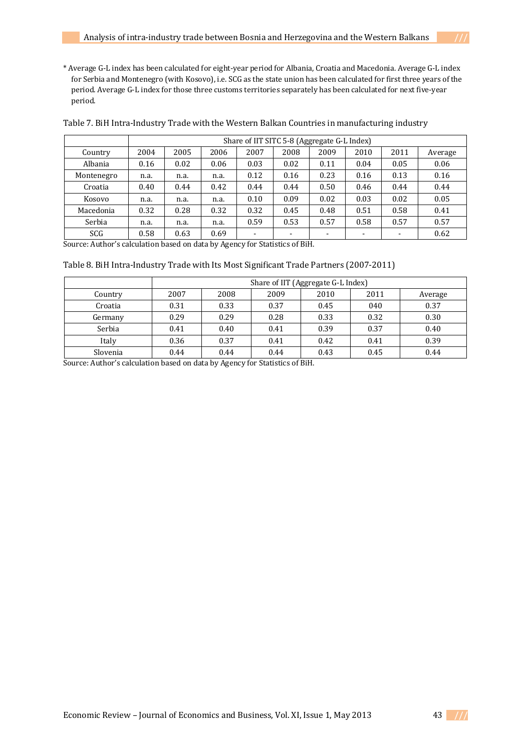\* Average G-L index has been calculated for eight-year period for Albania, Croatia and Macedonia. Average G-L index for Serbia and Montenegro (with Kosovo), i.e. SCG as the state union has been calculated for first three years of the period. Average G-L index for those three customs territories separately has been calculated for next five-year period.

Table 7. BiH Intra-Industry Trade with the Western Balkan Countries in manufacturing industry

| | Share of IIT SITC 5-8 (Aggregate G-L Index) | | | | | | | | |
|---|---|---|---|---|---|---|---|---|---|
| Country | 2004 | 2005 | 2006 | 2007 | 2008 | 2009 | 2010 | 2011 | Average |
| Albania | 0.16 | 0.02 | 0.06 | 0.03 | 0.02 | 0.11 | 0.04 | 0.05 | 0.06 |
| Montenegro | n.a. | n.a. | n.a. | 0.12 | 0.16 | 0.23 | 0.16 | 0.13 | 0.16 |
| Croatia | 0.40 | 0.44 | 0.42 | 0.44 | 0.44 | 0.50 | 0.46 | 0.44 | 0.44 |
| Kosovo | n.a. | n.a. | n.a. | 0.10 | 0.09 | 0.02 | 0.03 | 0.02 | 0.05 |
| Macedonia | 0.32 | 0.28 | 0.32 | 0.32 | 0.45 | 0.48 | 0.51 | 0.58 | 0.41 |
| Serbia | n.a. | n.a. | n.a. | 0.59 | 0.53 | 0.57 | 0.58 | 0.57 | 0.57 |
| SCG | 0.58 | 0.63 | 0.69 | - | - | - | - | - | 0.62 |

Source: Author's calculation based on data by Agency for Statistics of BiH.

Table 8. BiH Intra-Industry Trade with Its Most Significant Trade Partners (2007-2011)

| | Share of IIT (Aggregate G-L Index) | | | | | |
|---|---|---|---|---|---|---|
| Country | 2007 | 2008 | 2009 | 2010 | 2011 | Average |
| Croatia | 0.31 | 0.33 | 0.37 | 0.45 | 040 | 0.37 |
| Germany | 0.29 | 0.29 | 0.28 | 0.33 | 0.32 | 0.30 |
| Serbia | 0.41 | 0.40 | 0.41 | 0.39 | 0.37 | 0.40 |
| Italy | 0.36 | 0.37 | 0.41 | 0.42 | 0.41 | 0.39 |
| Slovenia | 0.44 | 0.44 | 0.44 | 0.43 | 0.45 | 0.44 |

Source: Author's calculation based on data by Agency for Statistics of BiH.